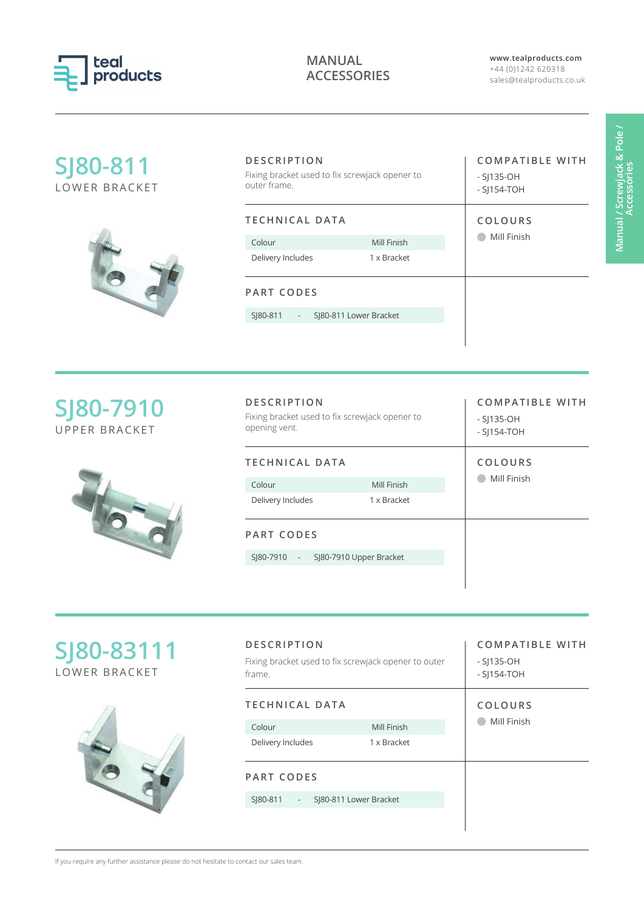teal products

# MANUAL ACCESSORIES

www.tealproducts.com
+44 (0)1242 620318
sales@tealproducts.co.uk

Manual / Screwjack & Pole / Accessories

## SJ80-811

LOWER BRACKET

### DESCRIPTION

Fixing bracket used to fix screwjack opener to outer frame.

### COMPATIBLE WITH

- SJ135-OH
- SJ154-TOH

### TECHNICAL DATA

| Colour | Mill Finish |
| --- | --- |
| Delivery Includes | 1 x Bracket |

### COLOURS

Mill Finish

### PART CODES

| SJ80-811 | - | SJ80-811 Lower Bracket |
| --- | --- | --- |

## SJ80-7910

UPPER BRACKET

### DESCRIPTION

Fixing bracket used to fix screwjack opener to opening vent.

### COMPATIBLE WITH

- SJ135-OH
- SJ154-TOH

### TECHNICAL DATA

| Colour | Mill Finish |
| --- | --- |
| Delivery Includes | 1 x Bracket |

### COLOURS

Mill Finish

### PART CODES

| SJ80-7910 | - | SJ80-7910 Upper Bracket |
| --- | --- | --- |

## SJ80-83111

LOWER BRACKET

### DESCRIPTION

Fixing bracket used to fix screwjack opener to outer frame.

### COMPATIBLE WITH

- SJ135-OH
- SJ154-TOH

### TECHNICAL DATA

| Colour | Mill Finish |
| --- | --- |
| Delivery Includes | 1 x Bracket |

### COLOURS

Mill Finish

### PART CODES

| SJ80-811 | - | SJ80-811 Lower Bracket |
| --- | --- | --- |

If you require any further assistance please do not hesitate to contact our sales team.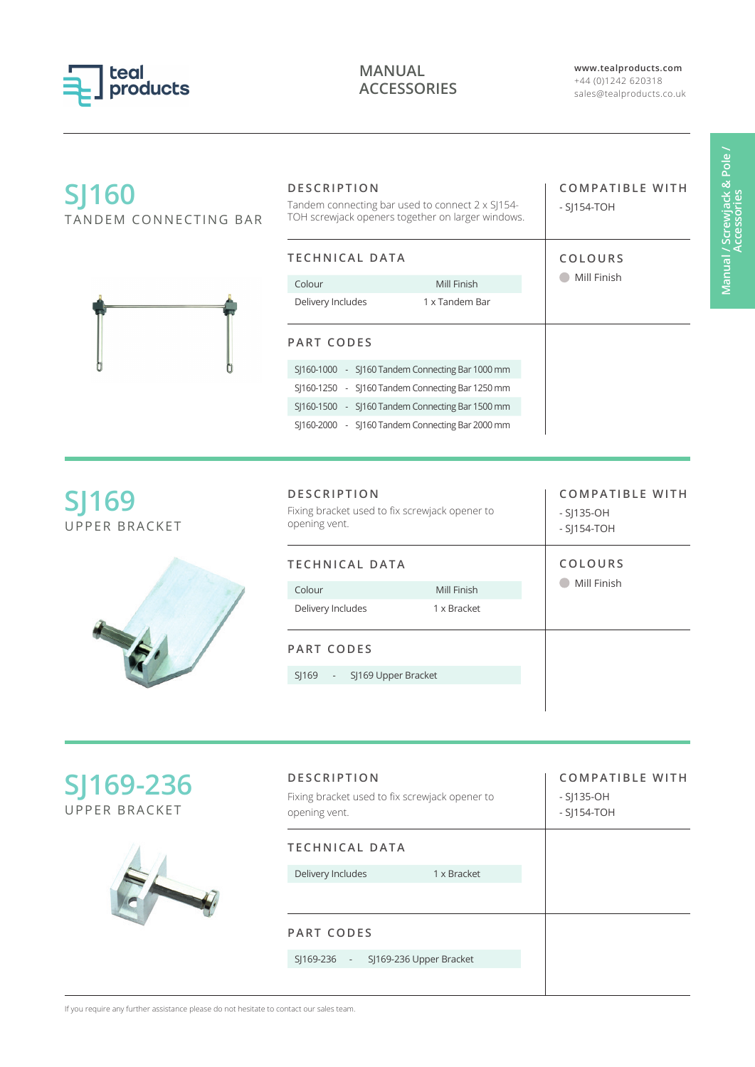# SJ160

TANDEM CONNECTING BAR

## DESCRIPTION

Tandem connecting bar used to connect 2 x SJ154-TOH screwjack openers together on larger windows.

## COMPATIBLE WITH

- SJ154-TOH

## TECHNICAL DATA

| | |
|---|---|
| Colour | Mill Finish |
| Delivery Includes | 1 x Tandem Bar |

## COLOURS

- Mill Finish

## PART CODES

| | | |
|---|---|---|
| SJ160-1000 | - | SJ160 Tandem Connecting Bar 1000 mm |
| SJ160-1250 | - | SJ160 Tandem Connecting Bar 1250 mm |
| SJ160-1500 | - | SJ160 Tandem Connecting Bar 1500 mm |
| SJ160-2000 | - | SJ160 Tandem Connecting Bar 2000 mm |

# SJ169

UPPER BRACKET

## DESCRIPTION

Fixing bracket used to fix screwjack opener to opening vent.

## COMPATIBLE WITH

- SJ135-OH
- SJ154-TOH

## TECHNICAL DATA

| | |
|---|---|
| Colour | Mill Finish |
| Delivery Includes | 1 x Bracket |

## COLOURS

- Mill Finish

## PART CODES

| | | |
|---|---|---|
| SJ169 | - | SJ169 Upper Bracket |

# SJ169-236

UPPER BRACKET

## DESCRIPTION

Fixing bracket used to fix screwjack opener to opening vent.

## COMPATIBLE WITH

- SJ135-OH
- SJ154-TOH

## TECHNICAL DATA

| | |
|---|---|
| Delivery Includes | 1 x Bracket |

## PART CODES

| | | |
|---|---|---|
| SJ169-236 | - | SJ169-236 Upper Bracket |

If you require any further assistance please do not hesitate to contact our sales team.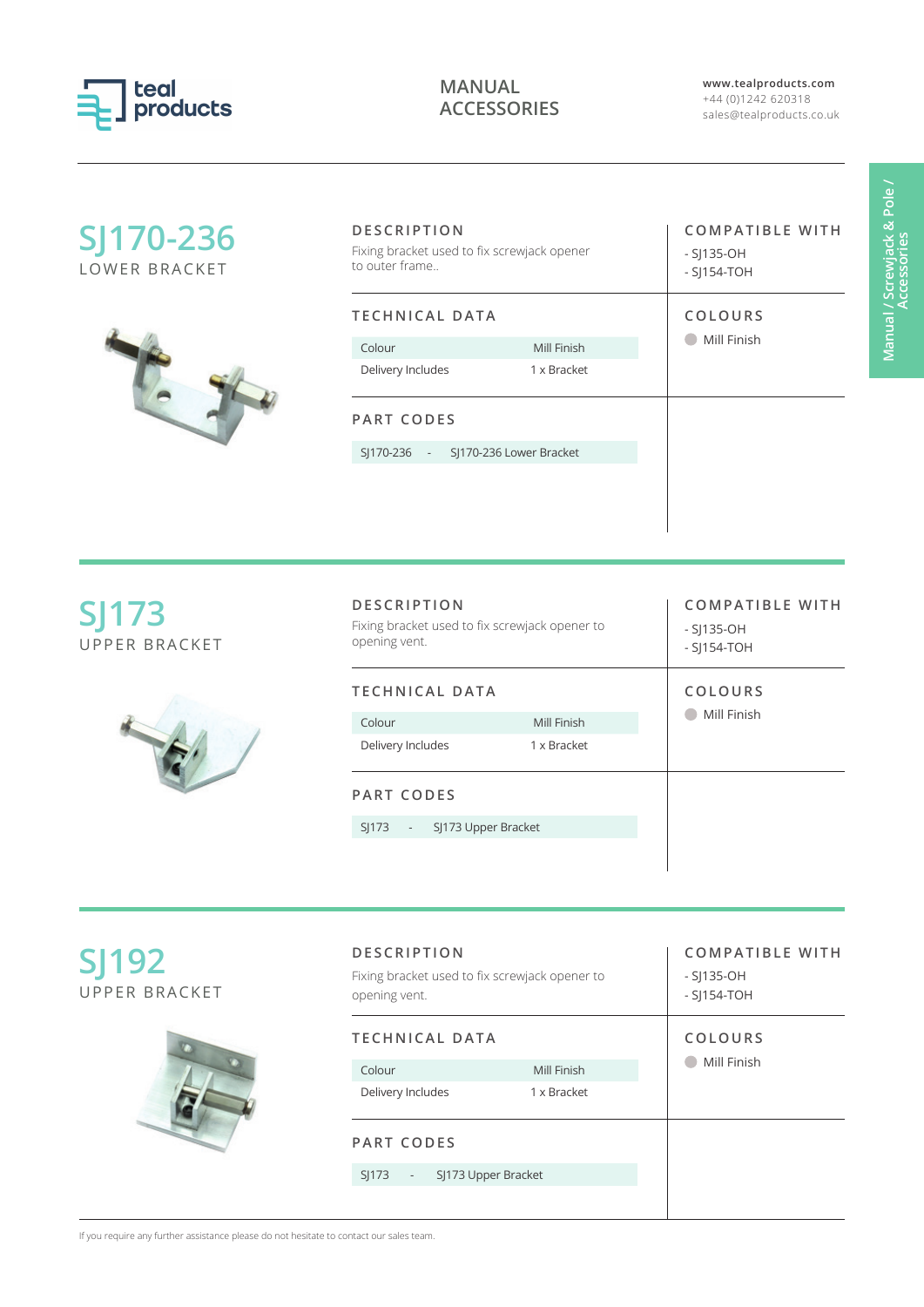# MANUAL ACCESSORIES

www.tealproducts.com
+44 (0)1242 620318
sales@tealproducts.co.uk

Manual / Screwjack & Pole / Accessories

## SJ170-236

LOWER BRACKET

### DESCRIPTION

Fixing bracket used to fix screwjack opener to outer frame..

### COMPATIBLE WITH

- SJ135-OH
- SJ154-TOH

### TECHNICAL DATA

| | |
|---|---|
| Colour | Mill Finish |
| Delivery Includes | 1 x Bracket |

### COLOURS

Mill Finish

### PART CODES

| | | |
|---|---|---|
| SJ170-236 | - | SJ170-236 Lower Bracket |

## SJ173

UPPER BRACKET

### DESCRIPTION

Fixing bracket used to fix screwjack opener to opening vent.

### COMPATIBLE WITH

- SJ135-OH
- SJ154-TOH

### TECHNICAL DATA

| | |
|---|---|
| Colour | Mill Finish |
| Delivery Includes | 1 x Bracket |

### COLOURS

Mill Finish

### PART CODES

| | | |
|---|---|---|
| SJ173 | - | SJ173 Upper Bracket |

## SJ192

UPPER BRACKET

### DESCRIPTION

Fixing bracket used to fix screwjack opener to opening vent.

### COMPATIBLE WITH

- SJ135-OH
- SJ154-TOH

### TECHNICAL DATA

| | |
|---|---|
| Colour | Mill Finish |
| Delivery Includes | 1 x Bracket |

### COLOURS

Mill Finish

### PART CODES

| | | |
|---|---|---|
| SJ173 | - | SJ173 Upper Bracket |

If you require any further assistance please do not hesitate to contact our sales team.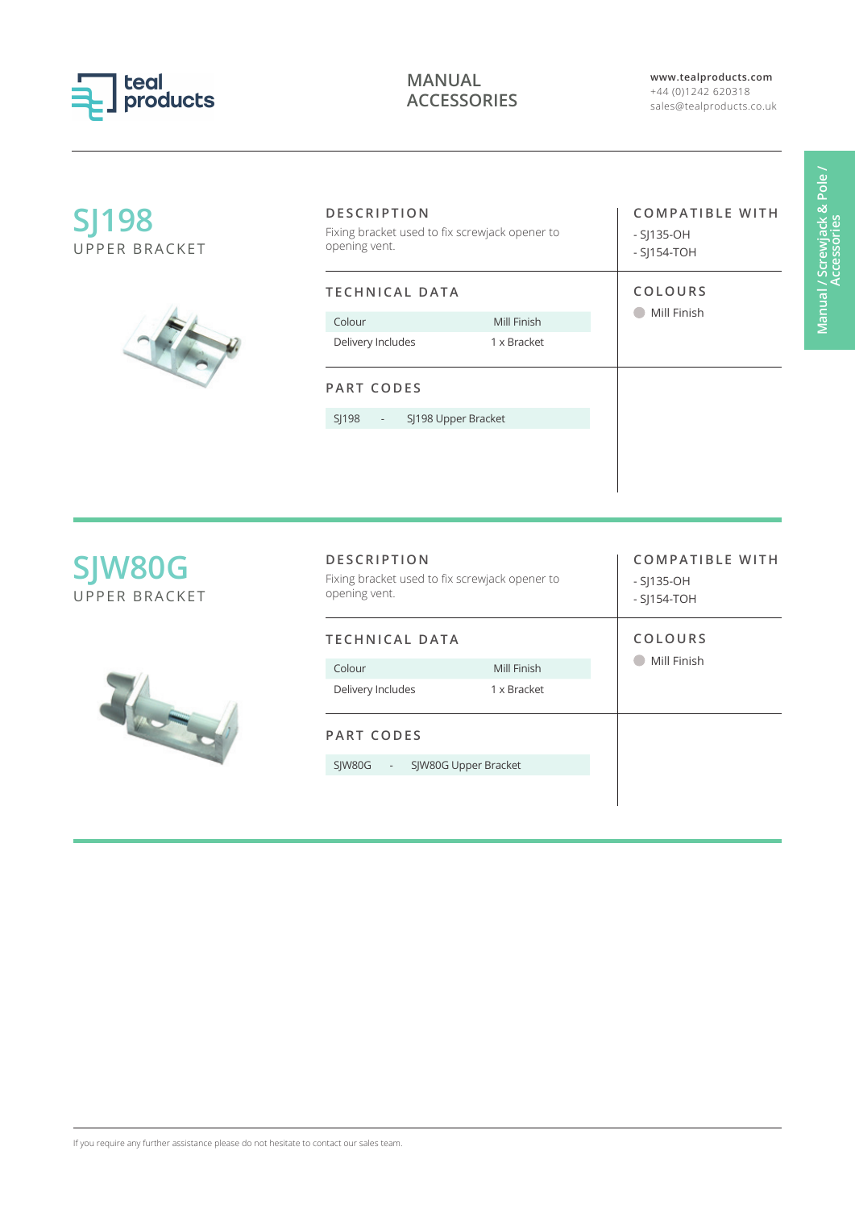# SJ198

UPPER BRACKET

## DESCRIPTION

Fixing bracket used to fix screwjack opener to opening vent.

## COMPATIBLE WITH

- SJ135-OH
- SJ154-TOH

## TECHNICAL DATA

| | |
|---|---|
| Colour | Mill Finish |
| Delivery Includes | 1 x Bracket |

## COLOURS

Mill Finish

## PART CODES

| | | |
|---|---|---|
| SJ198 | - | SJ198 Upper Bracket |

# SJW80G

UPPER BRACKET

## DESCRIPTION

Fixing bracket used to fix screwjack opener to opening vent.

## COMPATIBLE WITH

- SJ135-OH
- SJ154-TOH

## TECHNICAL DATA

| | |
|---|---|
| Colour | Mill Finish |
| Delivery Includes | 1 x Bracket |

## COLOURS

Mill Finish

## PART CODES

| | | |
|---|---|---|
| SJW80G | - | SJW80G Upper Bracket |

If you require any further assistance please do not hesitate to contact our sales team.